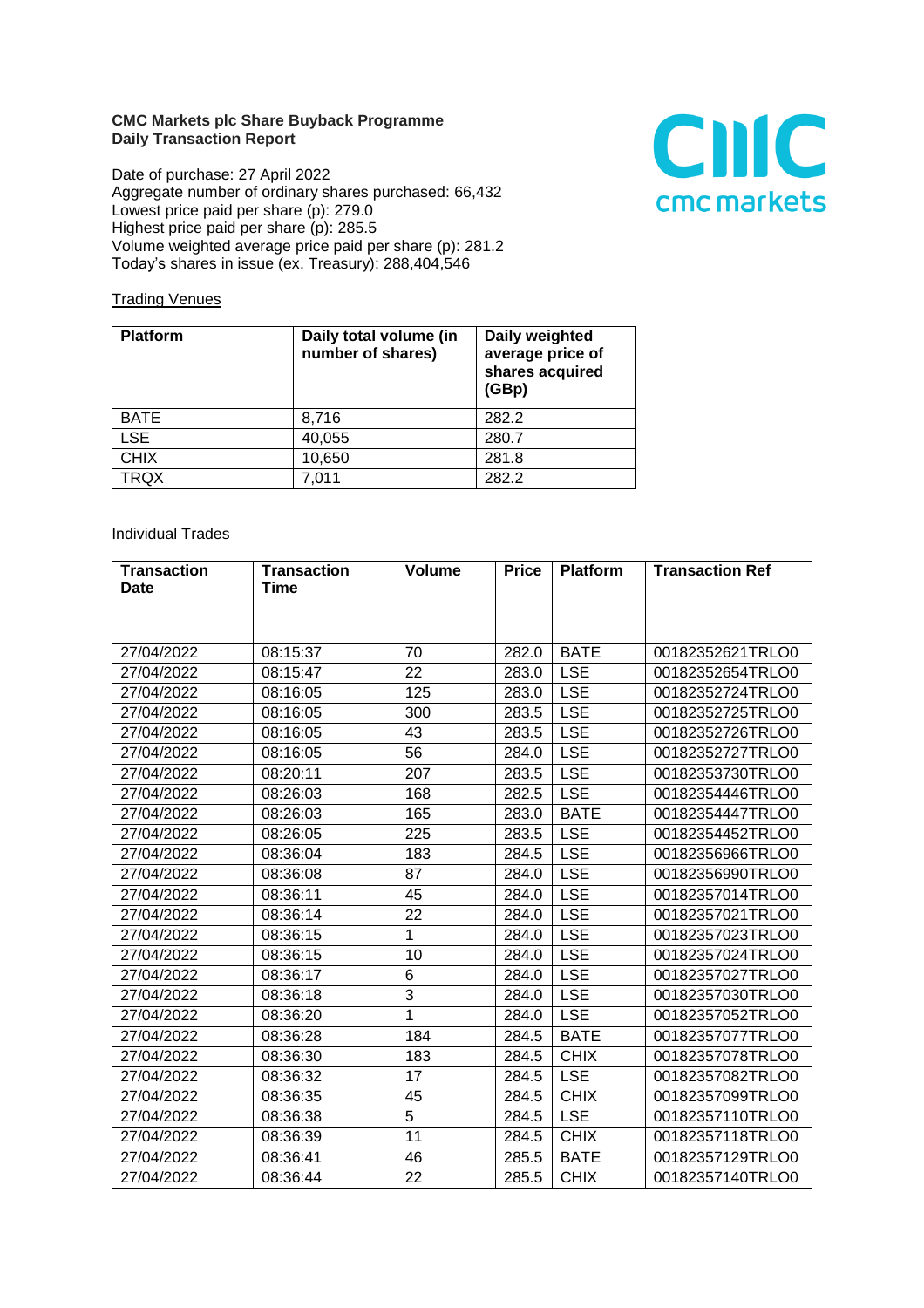**CMC Markets plc Share Buyback Programme**
**Daily Transaction Report**

Date of purchase: 27 April 2022
Aggregate number of ordinary shares purchased: 66,432
Lowest price paid per share (p): 279.0
Highest price paid per share (p): 285.5
Volume weighted average price paid per share (p): 281.2
Today's shares in issue (ex. Treasury): 288,404,546

Trading Venues

| Platform | Daily total volume (in number of shares) | Daily weighted average price of shares acquired (GBp) |
|---|---|---|
| BATE | 8,716 | 282.2 |
| LSE | 40,055 | 280.7 |
| CHIX | 10,650 | 281.8 |
| TRQX | 7,011 | 282.2 |

Individual Trades

| Transaction Date | Transaction Time | Volume | Price | Platform | Transaction Ref |
|---|---|---|---|---|---|
| 27/04/2022 | 08:15:37 | 70 | 282.0 | BATE | 00182352621TRLO0 |
| 27/04/2022 | 08:15:47 | 22 | 283.0 | LSE | 00182352654TRLO0 |
| 27/04/2022 | 08:16:05 | 125 | 283.0 | LSE | 00182352724TRLO0 |
| 27/04/2022 | 08:16:05 | 300 | 283.5 | LSE | 00182352725TRLO0 |
| 27/04/2022 | 08:16:05 | 43 | 283.5 | LSE | 00182352726TRLO0 |
| 27/04/2022 | 08:16:05 | 56 | 284.0 | LSE | 00182352727TRLO0 |
| 27/04/2022 | 08:20:11 | 207 | 283.5 | LSE | 00182353730TRLO0 |
| 27/04/2022 | 08:26:03 | 168 | 282.5 | LSE | 00182354446TRLO0 |
| 27/04/2022 | 08:26:03 | 165 | 283.0 | BATE | 00182354447TRLO0 |
| 27/04/2022 | 08:26:05 | 225 | 283.5 | LSE | 00182354452TRLO0 |
| 27/04/2022 | 08:36:04 | 183 | 284.5 | LSE | 00182356966TRLO0 |
| 27/04/2022 | 08:36:08 | 87 | 284.0 | LSE | 00182356990TRLO0 |
| 27/04/2022 | 08:36:11 | 45 | 284.0 | LSE | 00182357014TRLO0 |
| 27/04/2022 | 08:36:14 | 22 | 284.0 | LSE | 00182357021TRLO0 |
| 27/04/2022 | 08:36:15 | 1 | 284.0 | LSE | 00182357023TRLO0 |
| 27/04/2022 | 08:36:15 | 10 | 284.0 | LSE | 00182357024TRLO0 |
| 27/04/2022 | 08:36:17 | 6 | 284.0 | LSE | 00182357027TRLO0 |
| 27/04/2022 | 08:36:18 | 3 | 284.0 | LSE | 00182357030TRLO0 |
| 27/04/2022 | 08:36:20 | 1 | 284.0 | LSE | 00182357052TRLO0 |
| 27/04/2022 | 08:36:28 | 184 | 284.5 | BATE | 00182357077TRLO0 |
| 27/04/2022 | 08:36:30 | 183 | 284.5 | CHIX | 00182357078TRLO0 |
| 27/04/2022 | 08:36:32 | 17 | 284.5 | LSE | 00182357082TRLO0 |
| 27/04/2022 | 08:36:35 | 45 | 284.5 | CHIX | 00182357099TRLO0 |
| 27/04/2022 | 08:36:38 | 5 | 284.5 | LSE | 00182357110TRLO0 |
| 27/04/2022 | 08:36:39 | 11 | 284.5 | CHIX | 00182357118TRLO0 |
| 27/04/2022 | 08:36:41 | 46 | 285.5 | BATE | 00182357129TRLO0 |
| 27/04/2022 | 08:36:44 | 22 | 285.5 | CHIX | 00182357140TRLO0 |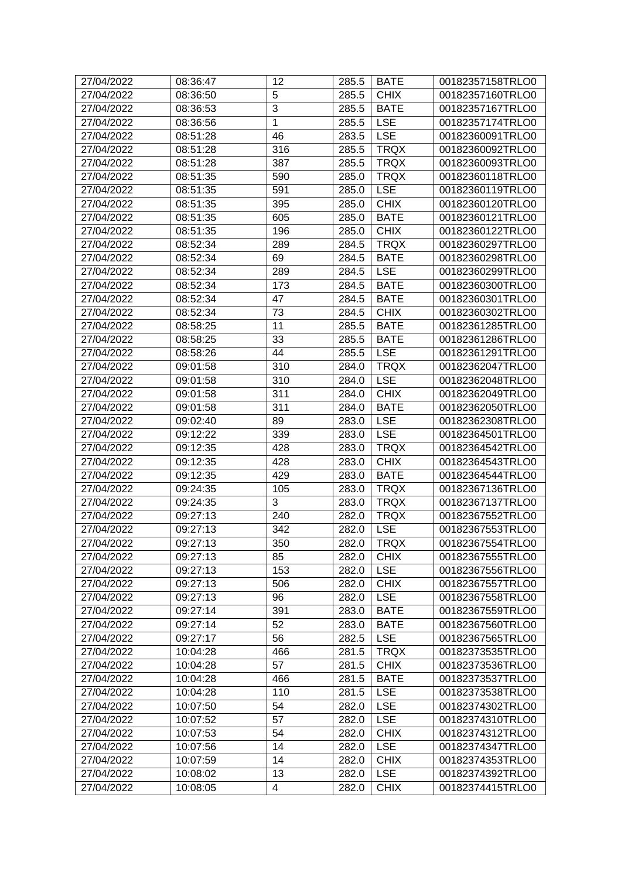| 27/04/2022 | 08:36:47 | 12 | 285.5 | BATE | 00182357158TRLO0 |
|---|---|---|---|---|---|
| 27/04/2022 | 08:36:50 | 5 | 285.5 | CHIX | 00182357160TRLO0 |
| 27/04/2022 | 08:36:53 | 3 | 285.5 | BATE | 00182357167TRLO0 |
| 27/04/2022 | 08:36:56 | 1 | 285.5 | LSE | 00182357174TRLO0 |
| 27/04/2022 | 08:51:28 | 46 | 283.5 | LSE | 00182360091TRLO0 |
| 27/04/2022 | 08:51:28 | 316 | 285.5 | TRQX | 00182360092TRLO0 |
| 27/04/2022 | 08:51:28 | 387 | 285.5 | TRQX | 00182360093TRLO0 |
| 27/04/2022 | 08:51:35 | 590 | 285.0 | TRQX | 00182360118TRLO0 |
| 27/04/2022 | 08:51:35 | 591 | 285.0 | LSE | 00182360119TRLO0 |
| 27/04/2022 | 08:51:35 | 395 | 285.0 | CHIX | 00182360120TRLO0 |
| 27/04/2022 | 08:51:35 | 605 | 285.0 | BATE | 00182360121TRLO0 |
| 27/04/2022 | 08:51:35 | 196 | 285.0 | CHIX | 00182360122TRLO0 |
| 27/04/2022 | 08:52:34 | 289 | 284.5 | TRQX | 00182360297TRLO0 |
| 27/04/2022 | 08:52:34 | 69 | 284.5 | BATE | 00182360298TRLO0 |
| 27/04/2022 | 08:52:34 | 289 | 284.5 | LSE | 00182360299TRLO0 |
| 27/04/2022 | 08:52:34 | 173 | 284.5 | BATE | 00182360300TRLO0 |
| 27/04/2022 | 08:52:34 | 47 | 284.5 | BATE | 00182360301TRLO0 |
| 27/04/2022 | 08:52:34 | 73 | 284.5 | CHIX | 00182360302TRLO0 |
| 27/04/2022 | 08:58:25 | 11 | 285.5 | BATE | 00182361285TRLO0 |
| 27/04/2022 | 08:58:25 | 33 | 285.5 | BATE | 00182361286TRLO0 |
| 27/04/2022 | 08:58:26 | 44 | 285.5 | LSE | 00182361291TRLO0 |
| 27/04/2022 | 09:01:58 | 310 | 284.0 | TRQX | 00182362047TRLO0 |
| 27/04/2022 | 09:01:58 | 310 | 284.0 | LSE | 00182362048TRLO0 |
| 27/04/2022 | 09:01:58 | 311 | 284.0 | CHIX | 00182362049TRLO0 |
| 27/04/2022 | 09:01:58 | 311 | 284.0 | BATE | 00182362050TRLO0 |
| 27/04/2022 | 09:02:40 | 89 | 283.0 | LSE | 00182362308TRLO0 |
| 27/04/2022 | 09:12:22 | 339 | 283.0 | LSE | 00182364501TRLO0 |
| 27/04/2022 | 09:12:35 | 428 | 283.0 | TRQX | 00182364542TRLO0 |
| 27/04/2022 | 09:12:35 | 428 | 283.0 | CHIX | 00182364543TRLO0 |
| 27/04/2022 | 09:12:35 | 429 | 283.0 | BATE | 00182364544TRLO0 |
| 27/04/2022 | 09:24:35 | 105 | 283.0 | TRQX | 00182367136TRLO0 |
| 27/04/2022 | 09:24:35 | 3 | 283.0 | TRQX | 00182367137TRLO0 |
| 27/04/2022 | 09:27:13 | 240 | 282.0 | TRQX | 00182367552TRLO0 |
| 27/04/2022 | 09:27:13 | 342 | 282.0 | LSE | 00182367553TRLO0 |
| 27/04/2022 | 09:27:13 | 350 | 282.0 | TRQX | 00182367554TRLO0 |
| 27/04/2022 | 09:27:13 | 85 | 282.0 | CHIX | 00182367555TRLO0 |
| 27/04/2022 | 09:27:13 | 153 | 282.0 | LSE | 00182367556TRLO0 |
| 27/04/2022 | 09:27:13 | 506 | 282.0 | CHIX | 00182367557TRLO0 |
| 27/04/2022 | 09:27:13 | 96 | 282.0 | LSE | 00182367558TRLO0 |
| 27/04/2022 | 09:27:14 | 391 | 283.0 | BATE | 00182367559TRLO0 |
| 27/04/2022 | 09:27:14 | 52 | 283.0 | BATE | 00182367560TRLO0 |
| 27/04/2022 | 09:27:17 | 56 | 282.5 | LSE | 00182367565TRLO0 |
| 27/04/2022 | 10:04:28 | 466 | 281.5 | TRQX | 00182373535TRLO0 |
| 27/04/2022 | 10:04:28 | 57 | 281.5 | CHIX | 00182373536TRLO0 |
| 27/04/2022 | 10:04:28 | 466 | 281.5 | BATE | 00182373537TRLO0 |
| 27/04/2022 | 10:04:28 | 110 | 281.5 | LSE | 00182373538TRLO0 |
| 27/04/2022 | 10:07:50 | 54 | 282.0 | LSE | 00182374302TRLO0 |
| 27/04/2022 | 10:07:52 | 57 | 282.0 | LSE | 00182374310TRLO0 |
| 27/04/2022 | 10:07:53 | 54 | 282.0 | CHIX | 00182374312TRLO0 |
| 27/04/2022 | 10:07:56 | 14 | 282.0 | LSE | 00182374347TRLO0 |
| 27/04/2022 | 10:07:59 | 14 | 282.0 | CHIX | 00182374353TRLO0 |
| 27/04/2022 | 10:08:02 | 13 | 282.0 | LSE | 00182374392TRLO0 |
| 27/04/2022 | 10:08:05 | 4 | 282.0 | CHIX | 00182374415TRLO0 |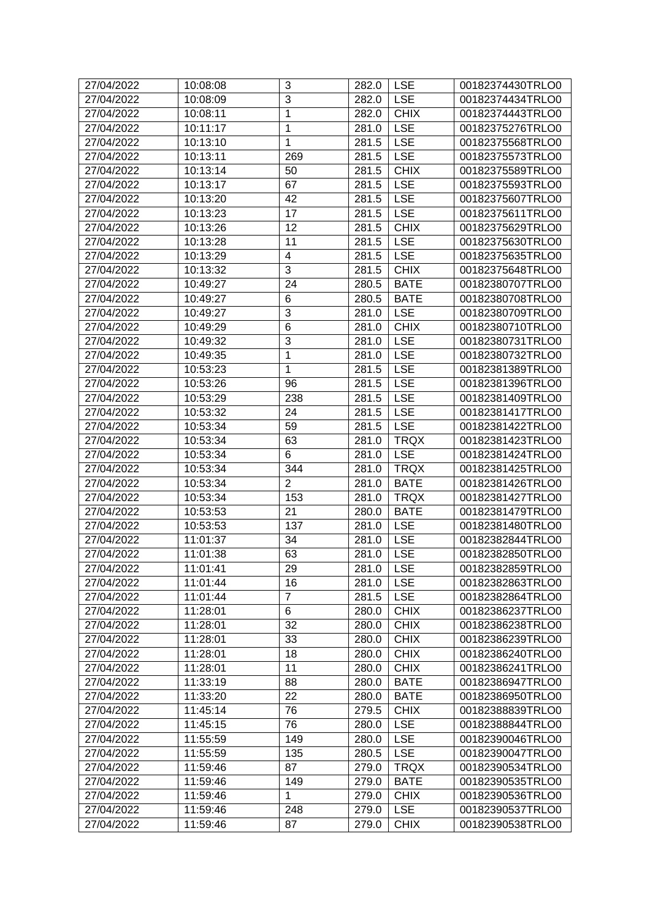| 27/04/2022 | 10:08:08 | 3 | 282.0 | LSE | 00182374430TRLO0 |
|---|---|---|---|---|---|
| 27/04/2022 | 10:08:09 | 3 | 282.0 | LSE | 00182374434TRLO0 |
| 27/04/2022 | 10:08:11 | 1 | 282.0 | CHIX | 00182374443TRLO0 |
| 27/04/2022 | 10:11:17 | 1 | 281.0 | LSE | 00182375276TRLO0 |
| 27/04/2022 | 10:13:10 | 1 | 281.5 | LSE | 00182375568TRLO0 |
| 27/04/2022 | 10:13:11 | 269 | 281.5 | LSE | 00182375573TRLO0 |
| 27/04/2022 | 10:13:14 | 50 | 281.5 | CHIX | 00182375589TRLO0 |
| 27/04/2022 | 10:13:17 | 67 | 281.5 | LSE | 00182375593TRLO0 |
| 27/04/2022 | 10:13:20 | 42 | 281.5 | LSE | 00182375607TRLO0 |
| 27/04/2022 | 10:13:23 | 17 | 281.5 | LSE | 00182375611TRLO0 |
| 27/04/2022 | 10:13:26 | 12 | 281.5 | CHIX | 00182375629TRLO0 |
| 27/04/2022 | 10:13:28 | 11 | 281.5 | LSE | 00182375630TRLO0 |
| 27/04/2022 | 10:13:29 | 4 | 281.5 | LSE | 00182375635TRLO0 |
| 27/04/2022 | 10:13:32 | 3 | 281.5 | CHIX | 00182375648TRLO0 |
| 27/04/2022 | 10:49:27 | 24 | 280.5 | BATE | 00182380707TRLO0 |
| 27/04/2022 | 10:49:27 | 6 | 280.5 | BATE | 00182380708TRLO0 |
| 27/04/2022 | 10:49:27 | 3 | 281.0 | LSE | 00182380709TRLO0 |
| 27/04/2022 | 10:49:29 | 6 | 281.0 | CHIX | 00182380710TRLO0 |
| 27/04/2022 | 10:49:32 | 3 | 281.0 | LSE | 00182380731TRLO0 |
| 27/04/2022 | 10:49:35 | 1 | 281.0 | LSE | 00182380732TRLO0 |
| 27/04/2022 | 10:53:23 | 1 | 281.5 | LSE | 00182381389TRLO0 |
| 27/04/2022 | 10:53:26 | 96 | 281.5 | LSE | 00182381396TRLO0 |
| 27/04/2022 | 10:53:29 | 238 | 281.5 | LSE | 00182381409TRLO0 |
| 27/04/2022 | 10:53:32 | 24 | 281.5 | LSE | 00182381417TRLO0 |
| 27/04/2022 | 10:53:34 | 59 | 281.5 | LSE | 00182381422TRLO0 |
| 27/04/2022 | 10:53:34 | 63 | 281.0 | TRQX | 00182381423TRLO0 |
| 27/04/2022 | 10:53:34 | 6 | 281.0 | LSE | 00182381424TRLO0 |
| 27/04/2022 | 10:53:34 | 344 | 281.0 | TRQX | 00182381425TRLO0 |
| 27/04/2022 | 10:53:34 | 2 | 281.0 | BATE | 00182381426TRLO0 |
| 27/04/2022 | 10:53:34 | 153 | 281.0 | TRQX | 00182381427TRLO0 |
| 27/04/2022 | 10:53:53 | 21 | 280.0 | BATE | 00182381479TRLO0 |
| 27/04/2022 | 10:53:53 | 137 | 281.0 | LSE | 00182381480TRLO0 |
| 27/04/2022 | 11:01:37 | 34 | 281.0 | LSE | 00182382844TRLO0 |
| 27/04/2022 | 11:01:38 | 63 | 281.0 | LSE | 00182382850TRLO0 |
| 27/04/2022 | 11:01:41 | 29 | 281.0 | LSE | 00182382859TRLO0 |
| 27/04/2022 | 11:01:44 | 16 | 281.0 | LSE | 00182382863TRLO0 |
| 27/04/2022 | 11:01:44 | 7 | 281.5 | LSE | 00182382864TRLO0 |
| 27/04/2022 | 11:28:01 | 6 | 280.0 | CHIX | 00182386237TRLO0 |
| 27/04/2022 | 11:28:01 | 32 | 280.0 | CHIX | 00182386238TRLO0 |
| 27/04/2022 | 11:28:01 | 33 | 280.0 | CHIX | 00182386239TRLO0 |
| 27/04/2022 | 11:28:01 | 18 | 280.0 | CHIX | 00182386240TRLO0 |
| 27/04/2022 | 11:28:01 | 11 | 280.0 | CHIX | 00182386241TRLO0 |
| 27/04/2022 | 11:33:19 | 88 | 280.0 | BATE | 00182386947TRLO0 |
| 27/04/2022 | 11:33:20 | 22 | 280.0 | BATE | 00182386950TRLO0 |
| 27/04/2022 | 11:45:14 | 76 | 279.5 | CHIX | 00182388839TRLO0 |
| 27/04/2022 | 11:45:15 | 76 | 280.0 | LSE | 00182388844TRLO0 |
| 27/04/2022 | 11:55:59 | 149 | 280.0 | LSE | 00182390046TRLO0 |
| 27/04/2022 | 11:55:59 | 135 | 280.5 | LSE | 00182390047TRLO0 |
| 27/04/2022 | 11:59:46 | 87 | 279.0 | TRQX | 00182390534TRLO0 |
| 27/04/2022 | 11:59:46 | 149 | 279.0 | BATE | 00182390535TRLO0 |
| 27/04/2022 | 11:59:46 | 1 | 279.0 | CHIX | 00182390536TRLO0 |
| 27/04/2022 | 11:59:46 | 248 | 279.0 | LSE | 00182390537TRLO0 |
| 27/04/2022 | 11:59:46 | 87 | 279.0 | CHIX | 00182390538TRLO0 |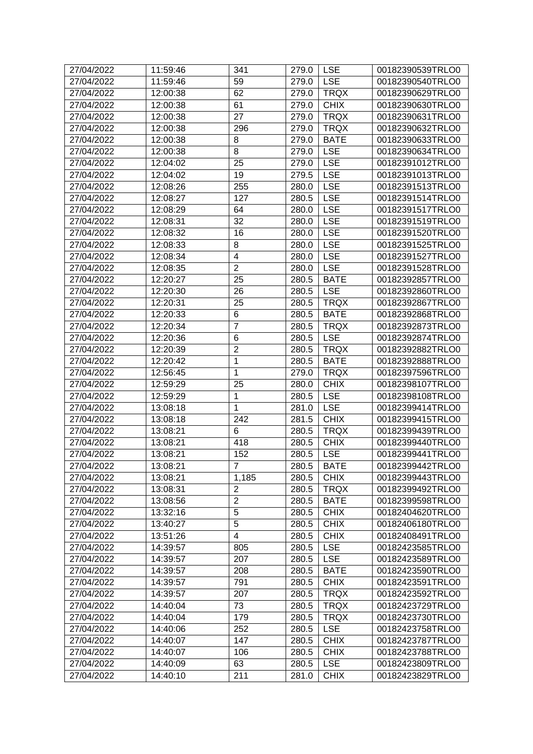| 27/04/2022 | 11:59:46 | 341 | 279.0 | LSE | 00182390539TRLO0 |
|---|---|---|---|---|---|
| 27/04/2022 | 11:59:46 | 59 | 279.0 | LSE | 00182390540TRLO0 |
| 27/04/2022 | 12:00:38 | 62 | 279.0 | TRQX | 00182390629TRLO0 |
| 27/04/2022 | 12:00:38 | 61 | 279.0 | CHIX | 00182390630TRLO0 |
| 27/04/2022 | 12:00:38 | 27 | 279.0 | TRQX | 00182390631TRLO0 |
| 27/04/2022 | 12:00:38 | 296 | 279.0 | TRQX | 00182390632TRLO0 |
| 27/04/2022 | 12:00:38 | 8 | 279.0 | BATE | 00182390633TRLO0 |
| 27/04/2022 | 12:00:38 | 8 | 279.0 | LSE | 00182390634TRLO0 |
| 27/04/2022 | 12:04:02 | 25 | 279.0 | LSE | 00182391012TRLO0 |
| 27/04/2022 | 12:04:02 | 19 | 279.5 | LSE | 00182391013TRLO0 |
| 27/04/2022 | 12:08:26 | 255 | 280.0 | LSE | 00182391513TRLO0 |
| 27/04/2022 | 12:08:27 | 127 | 280.5 | LSE | 00182391514TRLO0 |
| 27/04/2022 | 12:08:29 | 64 | 280.0 | LSE | 00182391517TRLO0 |
| 27/04/2022 | 12:08:31 | 32 | 280.0 | LSE | 00182391519TRLO0 |
| 27/04/2022 | 12:08:32 | 16 | 280.0 | LSE | 00182391520TRLO0 |
| 27/04/2022 | 12:08:33 | 8 | 280.0 | LSE | 00182391525TRLO0 |
| 27/04/2022 | 12:08:34 | 4 | 280.0 | LSE | 00182391527TRLO0 |
| 27/04/2022 | 12:08:35 | 2 | 280.0 | LSE | 00182391528TRLO0 |
| 27/04/2022 | 12:20:27 | 25 | 280.5 | BATE | 00182392857TRLO0 |
| 27/04/2022 | 12:20:30 | 26 | 280.5 | LSE | 00182392860TRLO0 |
| 27/04/2022 | 12:20:31 | 25 | 280.5 | TRQX | 00182392867TRLO0 |
| 27/04/2022 | 12:20:33 | 6 | 280.5 | BATE | 00182392868TRLO0 |
| 27/04/2022 | 12:20:34 | 7 | 280.5 | TRQX | 00182392873TRLO0 |
| 27/04/2022 | 12:20:36 | 6 | 280.5 | LSE | 00182392874TRLO0 |
| 27/04/2022 | 12:20:39 | 2 | 280.5 | TRQX | 00182392882TRLO0 |
| 27/04/2022 | 12:20:42 | 1 | 280.5 | BATE | 00182392888TRLO0 |
| 27/04/2022 | 12:56:45 | 1 | 279.0 | TRQX | 00182397596TRLO0 |
| 27/04/2022 | 12:59:29 | 25 | 280.0 | CHIX | 00182398107TRLO0 |
| 27/04/2022 | 12:59:29 | 1 | 280.5 | LSE | 00182398108TRLO0 |
| 27/04/2022 | 13:08:18 | 1 | 281.0 | LSE | 00182399414TRLO0 |
| 27/04/2022 | 13:08:18 | 242 | 281.5 | CHIX | 00182399415TRLO0 |
| 27/04/2022 | 13:08:21 | 6 | 280.5 | TRQX | 00182399439TRLO0 |
| 27/04/2022 | 13:08:21 | 418 | 280.5 | CHIX | 00182399440TRLO0 |
| 27/04/2022 | 13:08:21 | 152 | 280.5 | LSE | 00182399441TRLO0 |
| 27/04/2022 | 13:08:21 | 7 | 280.5 | BATE | 00182399442TRLO0 |
| 27/04/2022 | 13:08:21 | 1,185 | 280.5 | CHIX | 00182399443TRLO0 |
| 27/04/2022 | 13:08:31 | 2 | 280.5 | TRQX | 00182399492TRLO0 |
| 27/04/2022 | 13:08:56 | 2 | 280.5 | BATE | 00182399598TRLO0 |
| 27/04/2022 | 13:32:16 | 5 | 280.5 | CHIX | 00182404620TRLO0 |
| 27/04/2022 | 13:40:27 | 5 | 280.5 | CHIX | 00182406180TRLO0 |
| 27/04/2022 | 13:51:26 | 4 | 280.5 | CHIX | 00182408491TRLO0 |
| 27/04/2022 | 14:39:57 | 805 | 280.5 | LSE | 00182423585TRLO0 |
| 27/04/2022 | 14:39:57 | 207 | 280.5 | LSE | 00182423589TRLO0 |
| 27/04/2022 | 14:39:57 | 208 | 280.5 | BATE | 00182423590TRLO0 |
| 27/04/2022 | 14:39:57 | 791 | 280.5 | CHIX | 00182423591TRLO0 |
| 27/04/2022 | 14:39:57 | 207 | 280.5 | TRQX | 00182423592TRLO0 |
| 27/04/2022 | 14:40:04 | 73 | 280.5 | TRQX | 00182423729TRLO0 |
| 27/04/2022 | 14:40:04 | 179 | 280.5 | TRQX | 00182423730TRLO0 |
| 27/04/2022 | 14:40:06 | 252 | 280.5 | LSE | 00182423758TRLO0 |
| 27/04/2022 | 14:40:07 | 147 | 280.5 | CHIX | 00182423787TRLO0 |
| 27/04/2022 | 14:40:07 | 106 | 280.5 | CHIX | 00182423788TRLO0 |
| 27/04/2022 | 14:40:09 | 63 | 280.5 | LSE | 00182423809TRLO0 |
| 27/04/2022 | 14:40:10 | 211 | 281.0 | CHIX | 00182423829TRLO0 |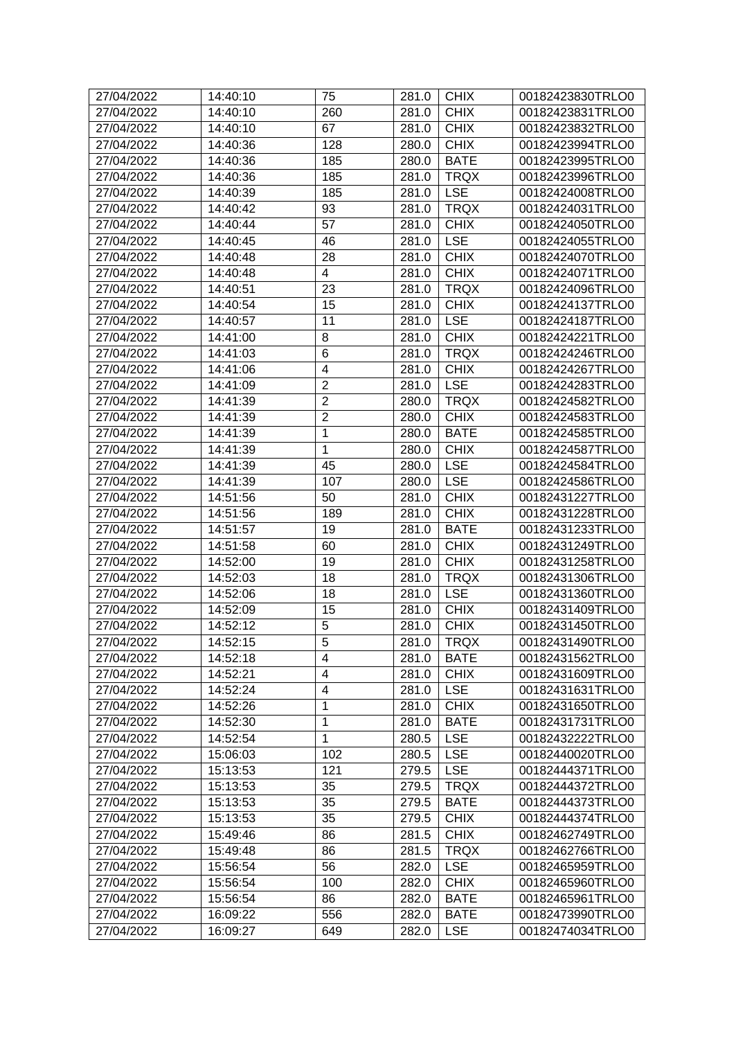| 27/04/2022 | 14:40:10 | 75 | 281.0 | CHIX | 00182423830TRLO0 |
|---|---|---|---|---|---|
| 27/04/2022 | 14:40:10 | 260 | 281.0 | CHIX | 00182423831TRLO0 |
| 27/04/2022 | 14:40:10 | 67 | 281.0 | CHIX | 00182423832TRLO0 |
| 27/04/2022 | 14:40:36 | 128 | 280.0 | CHIX | 00182423994TRLO0 |
| 27/04/2022 | 14:40:36 | 185 | 280.0 | BATE | 00182423995TRLO0 |
| 27/04/2022 | 14:40:36 | 185 | 281.0 | TRQX | 00182423996TRLO0 |
| 27/04/2022 | 14:40:39 | 185 | 281.0 | LSE | 00182424008TRLO0 |
| 27/04/2022 | 14:40:42 | 93 | 281.0 | TRQX | 00182424031TRLO0 |
| 27/04/2022 | 14:40:44 | 57 | 281.0 | CHIX | 00182424050TRLO0 |
| 27/04/2022 | 14:40:45 | 46 | 281.0 | LSE | 00182424055TRLO0 |
| 27/04/2022 | 14:40:48 | 28 | 281.0 | CHIX | 00182424070TRLO0 |
| 27/04/2022 | 14:40:48 | 4 | 281.0 | CHIX | 00182424071TRLO0 |
| 27/04/2022 | 14:40:51 | 23 | 281.0 | TRQX | 00182424096TRLO0 |
| 27/04/2022 | 14:40:54 | 15 | 281.0 | CHIX | 00182424137TRLO0 |
| 27/04/2022 | 14:40:57 | 11 | 281.0 | LSE | 00182424187TRLO0 |
| 27/04/2022 | 14:41:00 | 8 | 281.0 | CHIX | 00182424221TRLO0 |
| 27/04/2022 | 14:41:03 | 6 | 281.0 | TRQX | 00182424246TRLO0 |
| 27/04/2022 | 14:41:06 | 4 | 281.0 | CHIX | 00182424267TRLO0 |
| 27/04/2022 | 14:41:09 | 2 | 281.0 | LSE | 00182424283TRLO0 |
| 27/04/2022 | 14:41:39 | 2 | 280.0 | TRQX | 00182424582TRLO0 |
| 27/04/2022 | 14:41:39 | 2 | 280.0 | CHIX | 00182424583TRLO0 |
| 27/04/2022 | 14:41:39 | 1 | 280.0 | BATE | 00182424585TRLO0 |
| 27/04/2022 | 14:41:39 | 1 | 280.0 | CHIX | 00182424587TRLO0 |
| 27/04/2022 | 14:41:39 | 45 | 280.0 | LSE | 00182424584TRLO0 |
| 27/04/2022 | 14:41:39 | 107 | 280.0 | LSE | 00182424586TRLO0 |
| 27/04/2022 | 14:51:56 | 50 | 281.0 | CHIX | 00182431227TRLO0 |
| 27/04/2022 | 14:51:56 | 189 | 281.0 | CHIX | 00182431228TRLO0 |
| 27/04/2022 | 14:51:57 | 19 | 281.0 | BATE | 00182431233TRLO0 |
| 27/04/2022 | 14:51:58 | 60 | 281.0 | CHIX | 00182431249TRLO0 |
| 27/04/2022 | 14:52:00 | 19 | 281.0 | CHIX | 00182431258TRLO0 |
| 27/04/2022 | 14:52:03 | 18 | 281.0 | TRQX | 00182431306TRLO0 |
| 27/04/2022 | 14:52:06 | 18 | 281.0 | LSE | 00182431360TRLO0 |
| 27/04/2022 | 14:52:09 | 15 | 281.0 | CHIX | 00182431409TRLO0 |
| 27/04/2022 | 14:52:12 | 5 | 281.0 | CHIX | 00182431450TRLO0 |
| 27/04/2022 | 14:52:15 | 5 | 281.0 | TRQX | 00182431490TRLO0 |
| 27/04/2022 | 14:52:18 | 4 | 281.0 | BATE | 00182431562TRLO0 |
| 27/04/2022 | 14:52:21 | 4 | 281.0 | CHIX | 00182431609TRLO0 |
| 27/04/2022 | 14:52:24 | 4 | 281.0 | LSE | 00182431631TRLO0 |
| 27/04/2022 | 14:52:26 | 1 | 281.0 | CHIX | 00182431650TRLO0 |
| 27/04/2022 | 14:52:30 | 1 | 281.0 | BATE | 00182431731TRLO0 |
| 27/04/2022 | 14:52:54 | 1 | 280.5 | LSE | 00182432222TRLO0 |
| 27/04/2022 | 15:06:03 | 102 | 280.5 | LSE | 00182440020TRLO0 |
| 27/04/2022 | 15:13:53 | 121 | 279.5 | LSE | 00182444371TRLO0 |
| 27/04/2022 | 15:13:53 | 35 | 279.5 | TRQX | 00182444372TRLO0 |
| 27/04/2022 | 15:13:53 | 35 | 279.5 | BATE | 00182444373TRLO0 |
| 27/04/2022 | 15:13:53 | 35 | 279.5 | CHIX | 00182444374TRLO0 |
| 27/04/2022 | 15:49:46 | 86 | 281.5 | CHIX | 00182462749TRLO0 |
| 27/04/2022 | 15:49:48 | 86 | 281.5 | TRQX | 00182462766TRLO0 |
| 27/04/2022 | 15:56:54 | 56 | 282.0 | LSE | 00182465959TRLO0 |
| 27/04/2022 | 15:56:54 | 100 | 282.0 | CHIX | 00182465960TRLO0 |
| 27/04/2022 | 15:56:54 | 86 | 282.0 | BATE | 00182465961TRLO0 |
| 27/04/2022 | 16:09:22 | 556 | 282.0 | BATE | 00182473990TRLO0 |
| 27/04/2022 | 16:09:27 | 649 | 282.0 | LSE | 00182474034TRLO0 |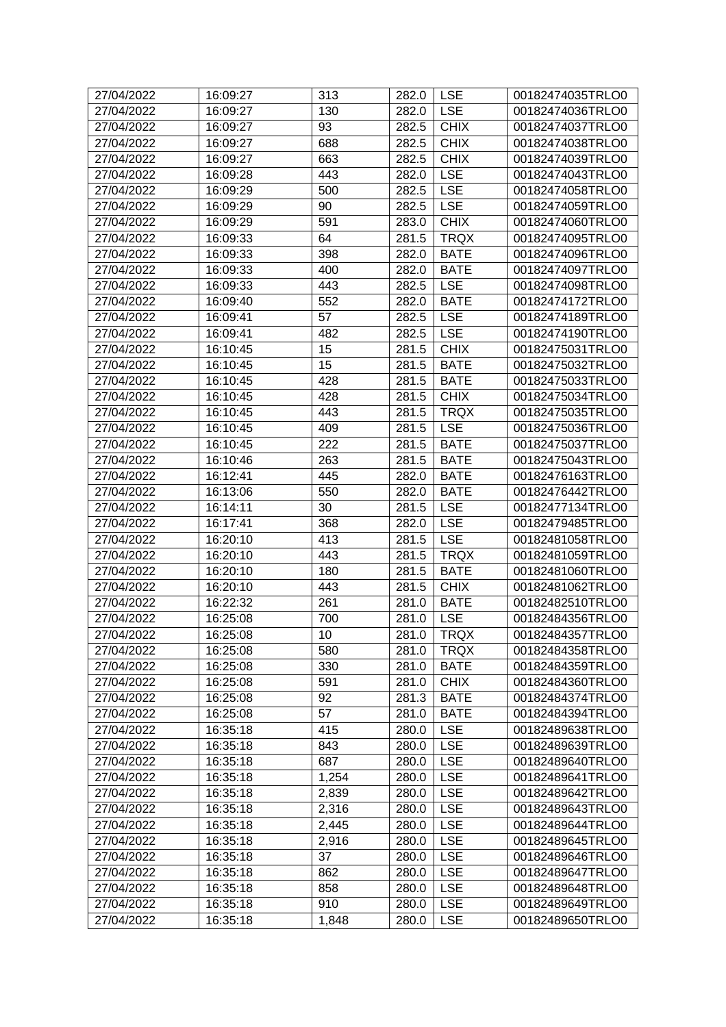| 27/04/2022 | 16:09:27 | 313 | 282.0 | LSE | 00182474035TRLO0 |
|---|---|---|---|---|---|
| 27/04/2022 | 16:09:27 | 130 | 282.0 | LSE | 00182474036TRLO0 |
| 27/04/2022 | 16:09:27 | 93 | 282.5 | CHIX | 00182474037TRLO0 |
| 27/04/2022 | 16:09:27 | 688 | 282.5 | CHIX | 00182474038TRLO0 |
| 27/04/2022 | 16:09:27 | 663 | 282.5 | CHIX | 00182474039TRLO0 |
| 27/04/2022 | 16:09:28 | 443 | 282.0 | LSE | 00182474043TRLO0 |
| 27/04/2022 | 16:09:29 | 500 | 282.5 | LSE | 00182474058TRLO0 |
| 27/04/2022 | 16:09:29 | 90 | 282.5 | LSE | 00182474059TRLO0 |
| 27/04/2022 | 16:09:29 | 591 | 283.0 | CHIX | 00182474060TRLO0 |
| 27/04/2022 | 16:09:33 | 64 | 281.5 | TRQX | 00182474095TRLO0 |
| 27/04/2022 | 16:09:33 | 398 | 282.0 | BATE | 00182474096TRLO0 |
| 27/04/2022 | 16:09:33 | 400 | 282.0 | BATE | 00182474097TRLO0 |
| 27/04/2022 | 16:09:33 | 443 | 282.5 | LSE | 00182474098TRLO0 |
| 27/04/2022 | 16:09:40 | 552 | 282.0 | BATE | 00182474172TRLO0 |
| 27/04/2022 | 16:09:41 | 57 | 282.5 | LSE | 00182474189TRLO0 |
| 27/04/2022 | 16:09:41 | 482 | 282.5 | LSE | 00182474190TRLO0 |
| 27/04/2022 | 16:10:45 | 15 | 281.5 | CHIX | 00182475031TRLO0 |
| 27/04/2022 | 16:10:45 | 15 | 281.5 | BATE | 00182475032TRLO0 |
| 27/04/2022 | 16:10:45 | 428 | 281.5 | BATE | 00182475033TRLO0 |
| 27/04/2022 | 16:10:45 | 428 | 281.5 | CHIX | 00182475034TRLO0 |
| 27/04/2022 | 16:10:45 | 443 | 281.5 | TRQX | 00182475035TRLO0 |
| 27/04/2022 | 16:10:45 | 409 | 281.5 | LSE | 00182475036TRLO0 |
| 27/04/2022 | 16:10:45 | 222 | 281.5 | BATE | 00182475037TRLO0 |
| 27/04/2022 | 16:10:46 | 263 | 281.5 | BATE | 00182475043TRLO0 |
| 27/04/2022 | 16:12:41 | 445 | 282.0 | BATE | 00182476163TRLO0 |
| 27/04/2022 | 16:13:06 | 550 | 282.0 | BATE | 00182476442TRLO0 |
| 27/04/2022 | 16:14:11 | 30 | 281.5 | LSE | 00182477134TRLO0 |
| 27/04/2022 | 16:17:41 | 368 | 282.0 | LSE | 00182479485TRLO0 |
| 27/04/2022 | 16:20:10 | 413 | 281.5 | LSE | 00182481058TRLO0 |
| 27/04/2022 | 16:20:10 | 443 | 281.5 | TRQX | 00182481059TRLO0 |
| 27/04/2022 | 16:20:10 | 180 | 281.5 | BATE | 00182481060TRLO0 |
| 27/04/2022 | 16:20:10 | 443 | 281.5 | CHIX | 00182481062TRLO0 |
| 27/04/2022 | 16:22:32 | 261 | 281.0 | BATE | 00182482510TRLO0 |
| 27/04/2022 | 16:25:08 | 700 | 281.0 | LSE | 00182484356TRLO0 |
| 27/04/2022 | 16:25:08 | 10 | 281.0 | TRQX | 00182484357TRLO0 |
| 27/04/2022 | 16:25:08 | 580 | 281.0 | TRQX | 00182484358TRLO0 |
| 27/04/2022 | 16:25:08 | 330 | 281.0 | BATE | 00182484359TRLO0 |
| 27/04/2022 | 16:25:08 | 591 | 281.0 | CHIX | 00182484360TRLO0 |
| 27/04/2022 | 16:25:08 | 92 | 281.3 | BATE | 00182484374TRLO0 |
| 27/04/2022 | 16:25:08 | 57 | 281.0 | BATE | 00182484394TRLO0 |
| 27/04/2022 | 16:35:18 | 415 | 280.0 | LSE | 00182489638TRLO0 |
| 27/04/2022 | 16:35:18 | 843 | 280.0 | LSE | 00182489639TRLO0 |
| 27/04/2022 | 16:35:18 | 687 | 280.0 | LSE | 00182489640TRLO0 |
| 27/04/2022 | 16:35:18 | 1,254 | 280.0 | LSE | 00182489641TRLO0 |
| 27/04/2022 | 16:35:18 | 2,839 | 280.0 | LSE | 00182489642TRLO0 |
| 27/04/2022 | 16:35:18 | 2,316 | 280.0 | LSE | 00182489643TRLO0 |
| 27/04/2022 | 16:35:18 | 2,445 | 280.0 | LSE | 00182489644TRLO0 |
| 27/04/2022 | 16:35:18 | 2,916 | 280.0 | LSE | 00182489645TRLO0 |
| 27/04/2022 | 16:35:18 | 37 | 280.0 | LSE | 00182489646TRLO0 |
| 27/04/2022 | 16:35:18 | 862 | 280.0 | LSE | 00182489647TRLO0 |
| 27/04/2022 | 16:35:18 | 858 | 280.0 | LSE | 00182489648TRLO0 |
| 27/04/2022 | 16:35:18 | 910 | 280.0 | LSE | 00182489649TRLO0 |
| 27/04/2022 | 16:35:18 | 1,848 | 280.0 | LSE | 00182489650TRLO0 |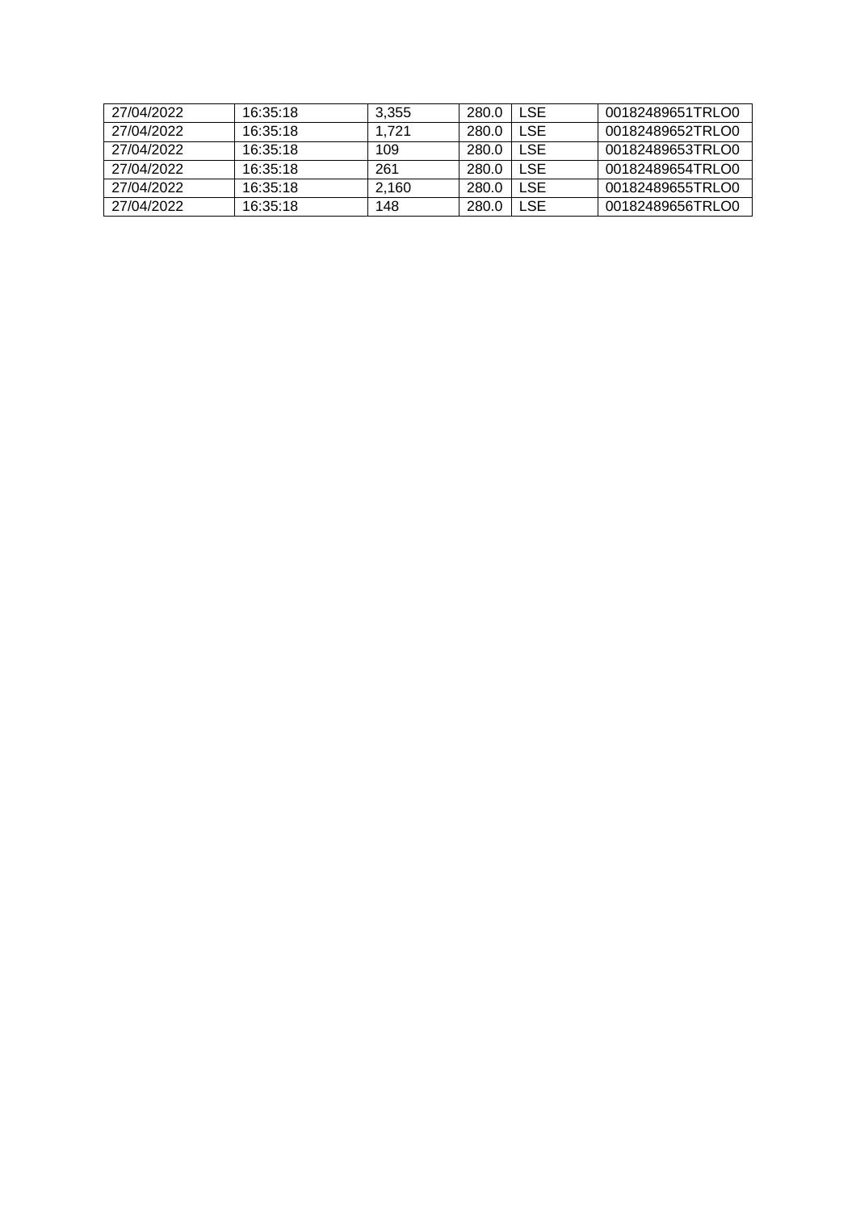| | | | | | |
|---|---|---|---|---|---|
| 27/04/2022 | 16:35:18 | 3,355 | 280.0 | LSE | 00182489651TRLO0 |
| 27/04/2022 | 16:35:18 | 1,721 | 280.0 | LSE | 00182489652TRLO0 |
| 27/04/2022 | 16:35:18 | 109 | 280.0 | LSE | 00182489653TRLO0 |
| 27/04/2022 | 16:35:18 | 261 | 280.0 | LSE | 00182489654TRLO0 |
| 27/04/2022 | 16:35:18 | 2,160 | 280.0 | LSE | 00182489655TRLO0 |
| 27/04/2022 | 16:35:18 | 148 | 280.0 | LSE | 00182489656TRLO0 |